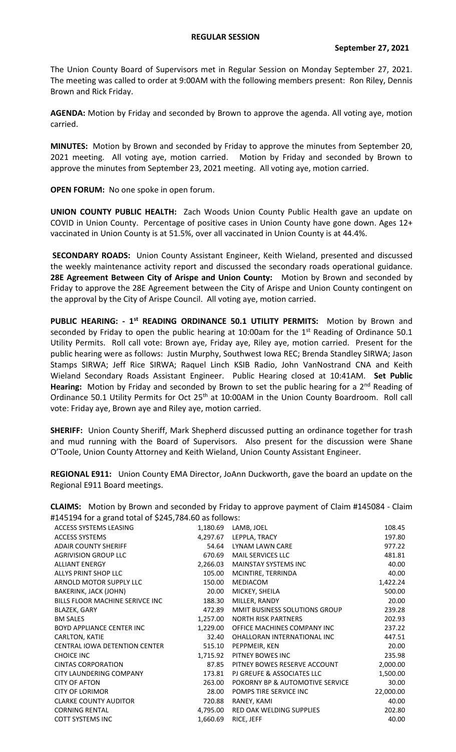# REGULAR SESSION

**September 27, 2021**

The Union County Board of Supervisors met in Regular Session on Monday September 27, 2021. The meeting was called to order at 9:00AM with the following members present: Ron Riley, Dennis Brown and Rick Friday.

**AGENDA:** Motion by Friday and seconded by Brown to approve the agenda. All voting aye, motion carried.

**MINUTES:** Motion by Brown and seconded by Friday to approve the minutes from September 20, 2021 meeting. All voting aye, motion carried. Motion by Friday and seconded by Brown to approve the minutes from September 23, 2021 meeting. All voting aye, motion carried.

**OPEN FORUM:** No one spoke in open forum.

**UNION COUNTY PUBLIC HEALTH:** Zach Woods Union County Public Health gave an update on COVID in Union County. Percentage of positive cases in Union County have gone down. Ages 12+ vaccinated in Union County is at 51.5%, over all vaccinated in Union County is at 44.4%.

**SECONDARY ROADS:** Union County Assistant Engineer, Keith Wieland, presented and discussed the weekly maintenance activity report and discussed the secondary roads operational guidance. **28E Agreement Between City of Arispe and Union County:** Motion by Brown and seconded by Friday to approve the 28E Agreement between the City of Arispe and Union County contingent on the approval by the City of Arispe Council. All voting aye, motion carried.

**PUBLIC HEARING: - 1st READING ORDINANCE 50.1 UTILITY PERMITS:** Motion by Brown and seconded by Friday to open the public hearing at 10:00am for the 1st Reading of Ordinance 50.1 Utility Permits. Roll call vote: Brown aye, Friday aye, Riley aye, motion carried. Present for the public hearing were as follows: Justin Murphy, Southwest Iowa REC; Brenda Standley SIRWA; Jason Stamps SIRWA; Jeff Rice SIRWA; Raquel Linch KSIB Radio, John VanNostrand CNA and Keith Wieland Secondary Roads Assistant Engineer. Public Hearing closed at 10:41AM. **Set Public Hearing:** Motion by Friday and seconded by Brown to set the public hearing for a 2nd Reading of Ordinance 50.1 Utility Permits for Oct 25th at 10:00AM in the Union County Boardroom. Roll call vote: Friday aye, Brown aye and Riley aye, motion carried.

**SHERIFF:** Union County Sheriff, Mark Shepherd discussed putting an ordinance together for trash and mud running with the Board of Supervisors. Also present for the discussion were Shane O'Toole, Union County Attorney and Keith Wieland, Union County Assistant Engineer.

**REGIONAL E911:** Union County EMA Director, JoAnn Duckworth, gave the board an update on the Regional E911 Board meetings.

**CLAIMS:** Motion by Brown and seconded by Friday to approve payment of Claim #145084 - Claim #145194 for a grand total of $245,784.60 as follows:

| | | | |
|---|---|---|---|
| ACCESS SYSTEMS LEASING | 1,180.69 | LAMB, JOEL | 108.45 |
| ACCESS SYSTEMS | 4,297.67 | LEPPLA, TRACY | 197.80 |
| ADAIR COUNTY SHERIFF | 54.64 | LYNAM LAWN CARE | 977.22 |
| AGRIVISION GROUP LLC | 670.69 | MAIL SERVICES LLC | 481.81 |
| ALLIANT ENERGY | 2,266.03 | MAINSTAY SYSTEMS INC | 40.00 |
| ALLYS PRINT SHOP LLC | 105.00 | MCINTIRE, TERRINDA | 40.00 |
| ARNOLD MOTOR SUPPLY LLC | 150.00 | MEDIACOM | 1,422.24 |
| BAKERINK, JACK (JOHN) | 20.00 | MICKEY, SHEILA | 500.00 |
| BILLS FLOOR MACHINE SERIVCE INC | 188.30 | MILLER, RANDY | 20.00 |
| BLAZEK, GARY | 472.89 | MMIT BUSINESS SOLUTIONS GROUP | 239.28 |
| BM SALES | 1,257.00 | NORTH RISK PARTNERS | 202.93 |
| BOYD APPLIANCE CENTER INC | 1,229.00 | OFFICE MACHINES COMPANY INC | 237.22 |
| CARLTON, KATIE | 32.40 | OHALLORAN INTERNATIONAL INC | 447.51 |
| CENTRAL IOWA DETENTION CENTER | 515.10 | PEPPMEIR, KEN | 20.00 |
| CHOICE INC | 1,715.92 | PITNEY BOWES INC | 235.98 |
| CINTAS CORPORATION | 87.85 | PITNEY BOWES RESERVE ACCOUNT | 2,000.00 |
| CITY LAUNDERING COMPANY | 173.81 | PJ GREUFE & ASSOCIATES LLC | 1,500.00 |
| CITY OF AFTON | 263.00 | POKORNY BP & AUTOMOTIVE SERVICE | 30.00 |
| CITY OF LORIMOR | 28.00 | POMPS TIRE SERVICE INC | 22,000.00 |
| CLARKE COUNTY AUDITOR | 720.88 | RANEY, KAMI | 40.00 |
| CORNING RENTAL | 4,795.00 | RED OAK WELDING SUPPLIES | 202.80 |
| COTT SYSTEMS INC | 1,660.69 | RICE, JEFF | 40.00 |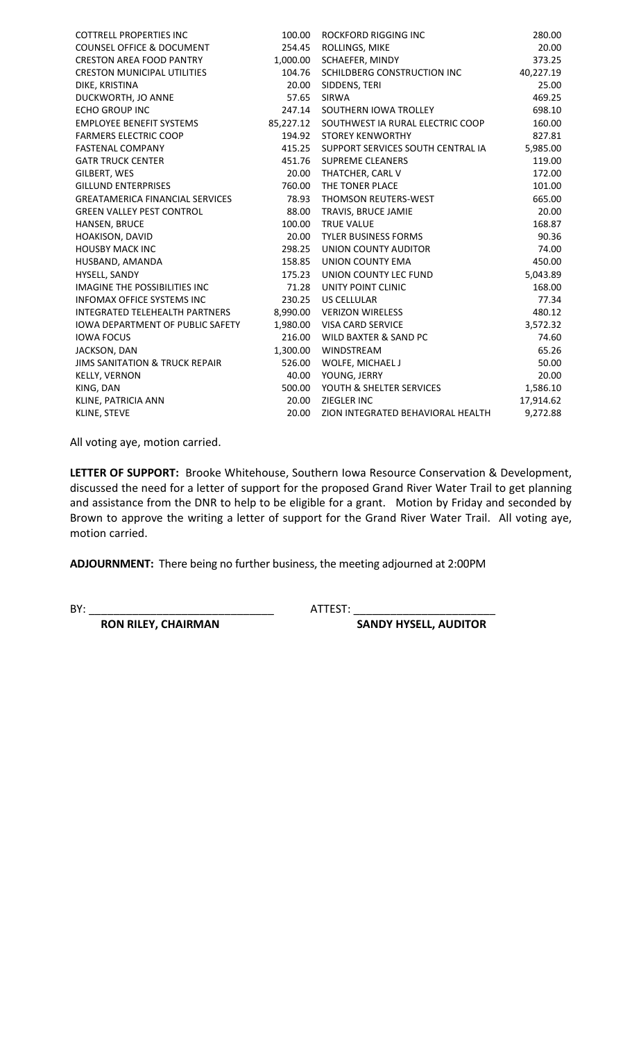| | | | |
|---|---|---|---|
| COTTRELL PROPERTIES INC | 100.00 | ROCKFORD RIGGING INC | 280.00 |
| COUNSEL OFFICE & DOCUMENT | 254.45 | ROLLINGS, MIKE | 20.00 |
| CRESTON AREA FOOD PANTRY | 1,000.00 | SCHAEFER, MINDY | 373.25 |
| CRESTON MUNICIPAL UTILITIES | 104.76 | SCHILDBERG CONSTRUCTION INC | 40,227.19 |
| DIKE, KRISTINA | 20.00 | SIDDENS, TERI | 25.00 |
| DUCKWORTH, JO ANNE | 57.65 | SIRWA | 469.25 |
| ECHO GROUP INC | 247.14 | SOUTHERN IOWA TROLLEY | 698.10 |
| EMPLOYEE BENEFIT SYSTEMS | 85,227.12 | SOUTHWEST IA RURAL ELECTRIC COOP | 160.00 |
| FARMERS ELECTRIC COOP | 194.92 | STOREY KENWORTHY | 827.81 |
| FASTENAL COMPANY | 415.25 | SUPPORT SERVICES SOUTH CENTRAL IA | 5,985.00 |
| GATR TRUCK CENTER | 451.76 | SUPREME CLEANERS | 119.00 |
| GILBERT, WES | 20.00 | THATCHER, CARL V | 172.00 |
| GILLUND ENTERPRISES | 760.00 | THE TONER PLACE | 101.00 |
| GREATAMERICA FINANCIAL SERVICES | 78.93 | THOMSON REUTERS-WEST | 665.00 |
| GREEN VALLEY PEST CONTROL | 88.00 | TRAVIS, BRUCE JAMIE | 20.00 |
| HANSEN, BRUCE | 100.00 | TRUE VALUE | 168.87 |
| HOAKISON, DAVID | 20.00 | TYLER BUSINESS FORMS | 90.36 |
| HOUSBY MACK INC | 298.25 | UNION COUNTY AUDITOR | 74.00 |
| HUSBAND, AMANDA | 158.85 | UNION COUNTY EMA | 450.00 |
| HYSELL, SANDY | 175.23 | UNION COUNTY LEC FUND | 5,043.89 |
| IMAGINE THE POSSIBILITIES INC | 71.28 | UNITY POINT CLINIC | 168.00 |
| INFOMAX OFFICE SYSTEMS INC | 230.25 | US CELLULAR | 77.34 |
| INTEGRATED TELEHEALTH PARTNERS | 8,990.00 | VERIZON WIRELESS | 480.12 |
| IOWA DEPARTMENT OF PUBLIC SAFETY | 1,980.00 | VISA CARD SERVICE | 3,572.32 |
| IOWA FOCUS | 216.00 | WILD BAXTER & SAND PC | 74.60 |
| JACKSON, DAN | 1,300.00 | WINDSTREAM | 65.26 |
| JIMS SANITATION & TRUCK REPAIR | 526.00 | WOLFE, MICHAEL J | 50.00 |
| KELLY, VERNON | 40.00 | YOUNG, JERRY | 20.00 |
| KING, DAN | 500.00 | YOUTH & SHELTER SERVICES | 1,586.10 |
| KLINE, PATRICIA ANN | 20.00 | ZIEGLER INC | 17,914.62 |
| KLINE, STEVE | 20.00 | ZION INTEGRATED BEHAVIORAL HEALTH | 9,272.88 |

All voting aye, motion carried.

**LETTER OF SUPPORT:** Brooke Whitehouse, Southern Iowa Resource Conservation & Development, discussed the need for a letter of support for the proposed Grand River Water Trail to get planning and assistance from the DNR to help to be eligible for a grant. Motion by Friday and seconded by Brown to approve the writing a letter of support for the Grand River Water Trail. All voting aye, motion carried.

**ADJOURNMENT:** There being no further business, the meeting adjourned at 2:00PM

BY: ______________________________ ATTEST: ______________________

**RON RILEY, CHAIRMAN** **SANDY HYSELL, AUDITOR**